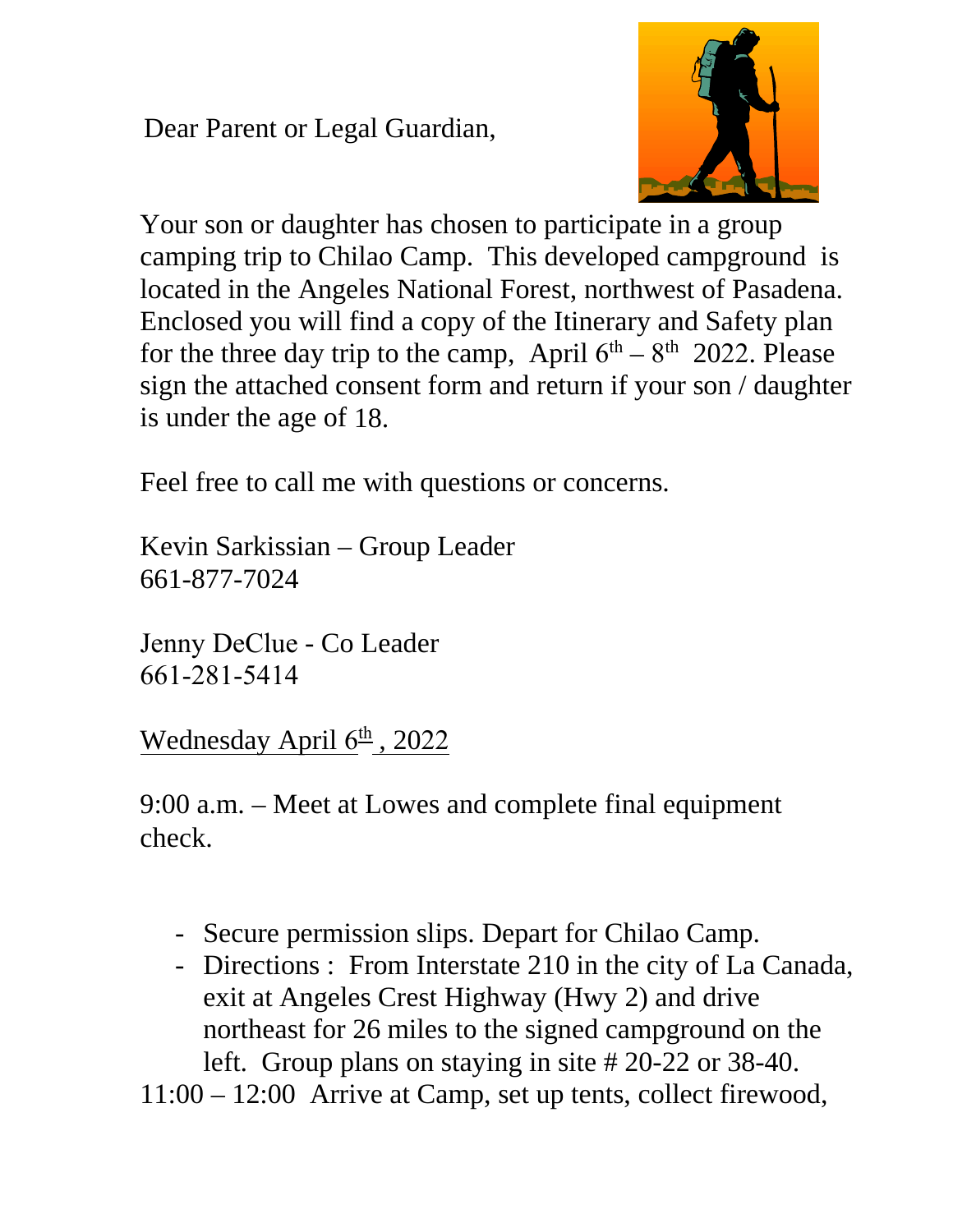Dear Parent or Legal Guardian,

Your son or daughter has chosen to participate in a group camping trip to Chilao Camp. This developed campground is located in the Angeles National Forest, northwest of Pasadena. Enclosed you will find a copy of the Itinerary and Safety plan for the three day trip to the camp, April 6th – 8th 2022. Please sign the attached consent form and return if your son / daughter is under the age of 18.

Feel free to call me with questions or concerns.

Kevin Sarkissian – Group Leader
661-877-7024

Jenny DeClue - Co Leader
661-281-5414

<u>Wednesday April 6th , 2022</u>

9:00 a.m. – Meet at Lowes and complete final equipment check.

- Secure permission slips. Depart for Chilao Camp.
- Directions : From Interstate 210 in the city of La Canada, exit at Angeles Crest Highway (Hwy 2) and drive northeast for 26 miles to the signed campground on the left. Group plans on staying in site # 20-22 or 38-40.

11:00 – 12:00 Arrive at Camp, set up tents, collect firewood,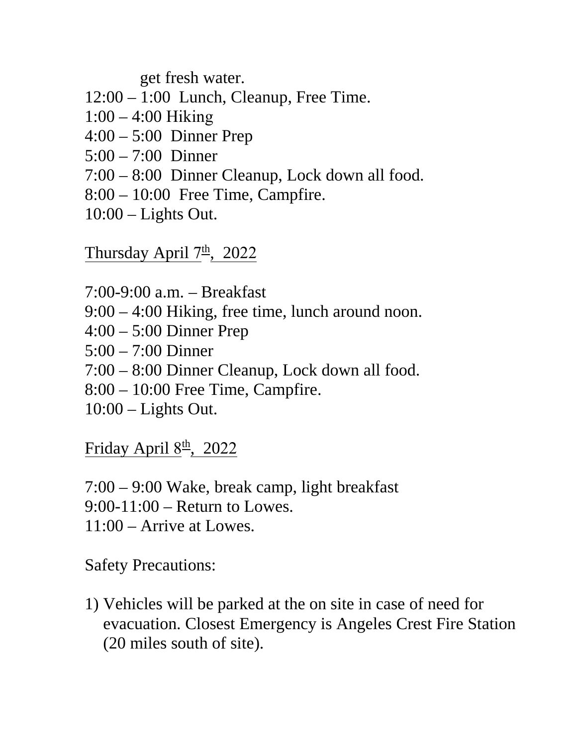get fresh water.

12:00 – 1:00  Lunch, Cleanup, Free Time.
1:00 – 4:00 Hiking
4:00 – 5:00  Dinner Prep
5:00 – 7:00  Dinner
7:00 – 8:00  Dinner Cleanup, Lock down all food.
8:00 – 10:00  Free Time, Campfire.
10:00 – Lights Out.

<u>Thursday April 7th,  2022</u>

7:00-9:00 a.m. – Breakfast
9:00 – 4:00 Hiking, free time, lunch around noon.
4:00 – 5:00 Dinner Prep
5:00 – 7:00 Dinner
7:00 – 8:00 Dinner Cleanup, Lock down all food.
8:00 – 10:00 Free Time, Campfire.
10:00 – Lights Out.

<u>Friday April 8th,  2022</u>

7:00 – 9:00 Wake, break camp, light breakfast
9:00-11:00 – Return to Lowes.
11:00 – Arrive at Lowes.

Safety Precautions:

1) Vehicles will be parked at the on site in case of need for evacuation. Closest Emergency is Angeles Crest Fire Station (20 miles south of site).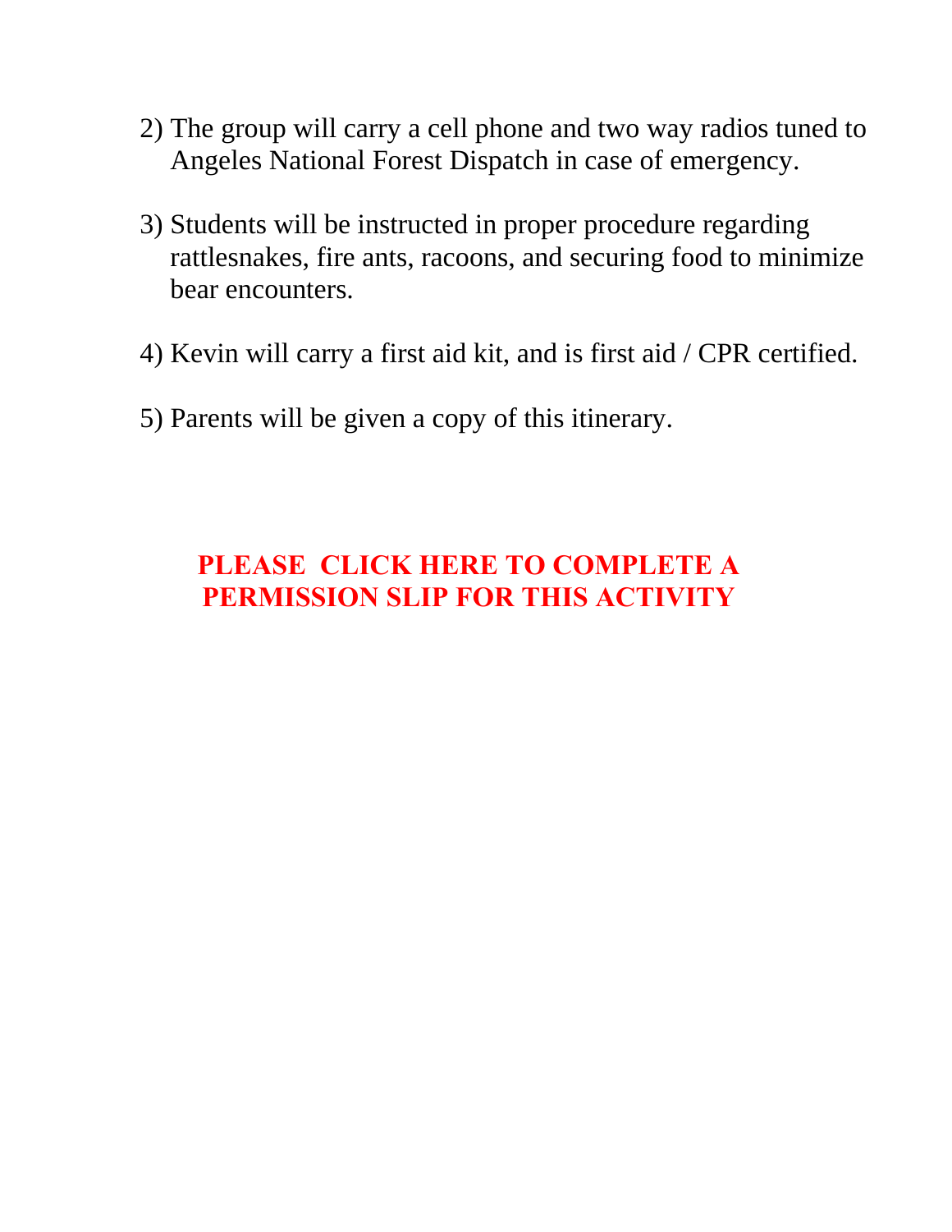2) The group will carry a cell phone and two way radios tuned to Angeles National Forest Dispatch in case of emergency.

3) Students will be instructed in proper procedure regarding rattlesnakes, fire ants, racoons, and securing food to minimize bear encounters.

4) Kevin will carry a first aid kit, and is first aid / CPR certified.

5) Parents will be given a copy of this itinerary.

**PLEASE CLICK HERE TO COMPLETE A PERMISSION SLIP FOR THIS ACTIVITY**